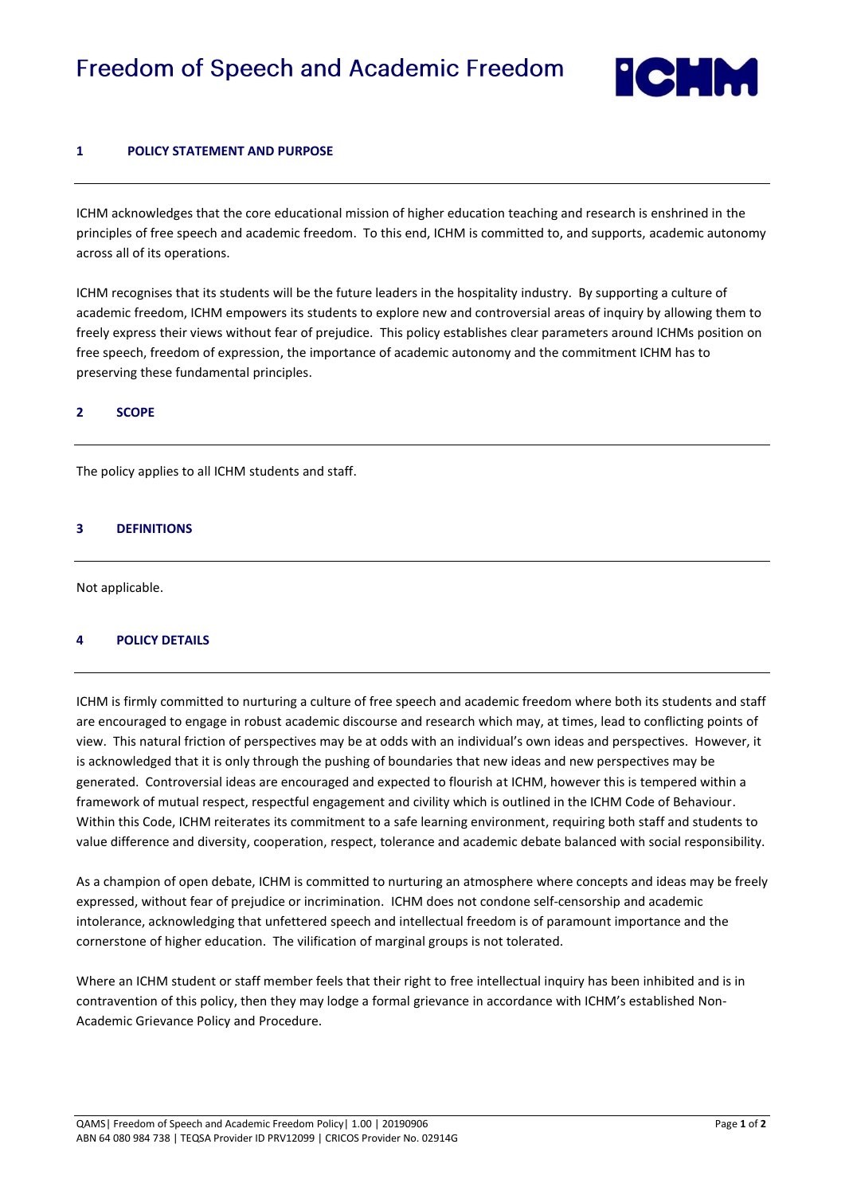# Freedom of Speech and Academic Freedom

## 1 POLICY STATEMENT AND PURPOSE

ICHM acknowledges that the core educational mission of higher education teaching and research is enshrined in the principles of free speech and academic freedom. To this end, ICHM is committed to, and supports, academic autonomy across all of its operations.

ICHM recognises that its students will be the future leaders in the hospitality industry. By supporting a culture of academic freedom, ICHM empowers its students to explore new and controversial areas of inquiry by allowing them to freely express their views without fear of prejudice. This policy establishes clear parameters around ICHMs position on free speech, freedom of expression, the importance of academic autonomy and the commitment ICHM has to preserving these fundamental principles.

## 2 SCOPE

The policy applies to all ICHM students and staff.

## 3 DEFINITIONS

Not applicable.

## 4 POLICY DETAILS

ICHM is firmly committed to nurturing a culture of free speech and academic freedom where both its students and staff are encouraged to engage in robust academic discourse and research which may, at times, lead to conflicting points of view. This natural friction of perspectives may be at odds with an individual's own ideas and perspectives. However, it is acknowledged that it is only through the pushing of boundaries that new ideas and new perspectives may be generated. Controversial ideas are encouraged and expected to flourish at ICHM, however this is tempered within a framework of mutual respect, respectful engagement and civility which is outlined in the ICHM Code of Behaviour. Within this Code, ICHM reiterates its commitment to a safe learning environment, requiring both staff and students to value difference and diversity, cooperation, respect, tolerance and academic debate balanced with social responsibility.

As a champion of open debate, ICHM is committed to nurturing an atmosphere where concepts and ideas may be freely expressed, without fear of prejudice or incrimination. ICHM does not condone self-censorship and academic intolerance, acknowledging that unfettered speech and intellectual freedom is of paramount importance and the cornerstone of higher education. The vilification of marginal groups is not tolerated.

Where an ICHM student or staff member feels that their right to free intellectual inquiry has been inhibited and is in contravention of this policy, then they may lodge a formal grievance in accordance with ICHM's established Non-Academic Grievance Policy and Procedure.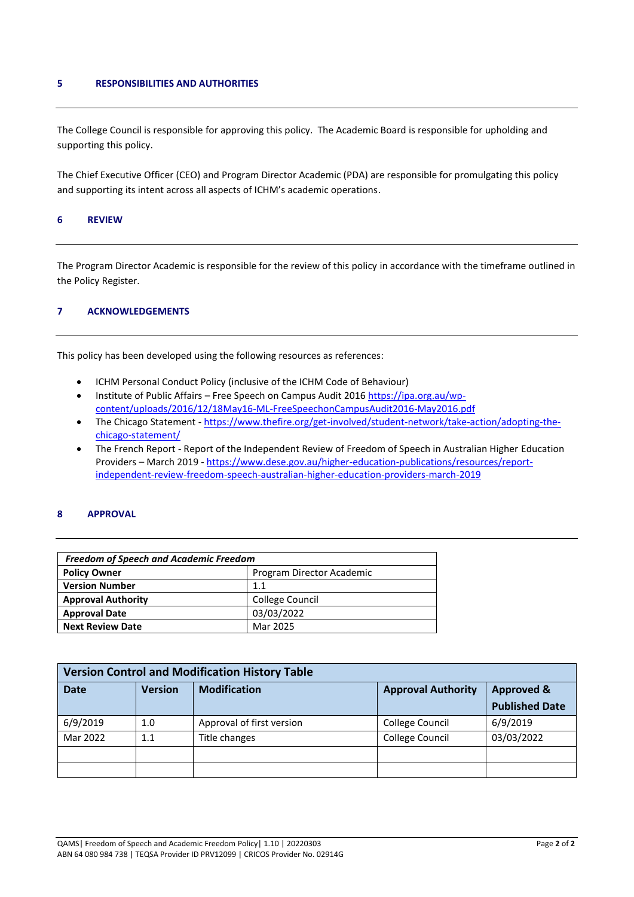## 5 RESPONSIBILITIES AND AUTHORITIES

The College Council is responsible for approving this policy. The Academic Board is responsible for upholding and supporting this policy.

The Chief Executive Officer (CEO) and Program Director Academic (PDA) are responsible for promulgating this policy and supporting its intent across all aspects of ICHM's academic operations.

## 6 REVIEW

The Program Director Academic is responsible for the review of this policy in accordance with the timeframe outlined in the Policy Register.

## 7 ACKNOWLEDGEMENTS

This policy has been developed using the following resources as references:

- ICHM Personal Conduct Policy (inclusive of the ICHM Code of Behaviour)
- Institute of Public Affairs – Free Speech on Campus Audit 2016 https://ipa.org.au/wp-content/uploads/2016/12/18May16-ML-FreeSpeechonCampusAudit2016-May2016.pdf
- The Chicago Statement - https://www.thefire.org/get-involved/student-network/take-action/adopting-the-chicago-statement/
- The French Report - Report of the Independent Review of Freedom of Speech in Australian Higher Education Providers – March 2019 - https://www.dese.gov.au/higher-education-publications/resources/report-independent-review-freedom-speech-australian-higher-education-providers-march-2019

## 8 APPROVAL

| *Freedom of Speech and Academic Freedom* | |
|---|---|
| **Policy Owner** | Program Director Academic |
| **Version Number** | 1.1 |
| **Approval Authority** | College Council |
| **Approval Date** | 03/03/2022 |
| **Next Review Date** | Mar 2025 |

**Version Control and Modification History Table**

| Date | Version | Modification | Approval Authority | Approved & Published Date |
|---|---|---|---|---|
| 6/9/2019 | 1.0 | Approval of first version | College Council | 6/9/2019 |
| Mar 2022 | 1.1 | Title changes | College Council | 03/03/2022 |
| | | | | |
| | | | | |